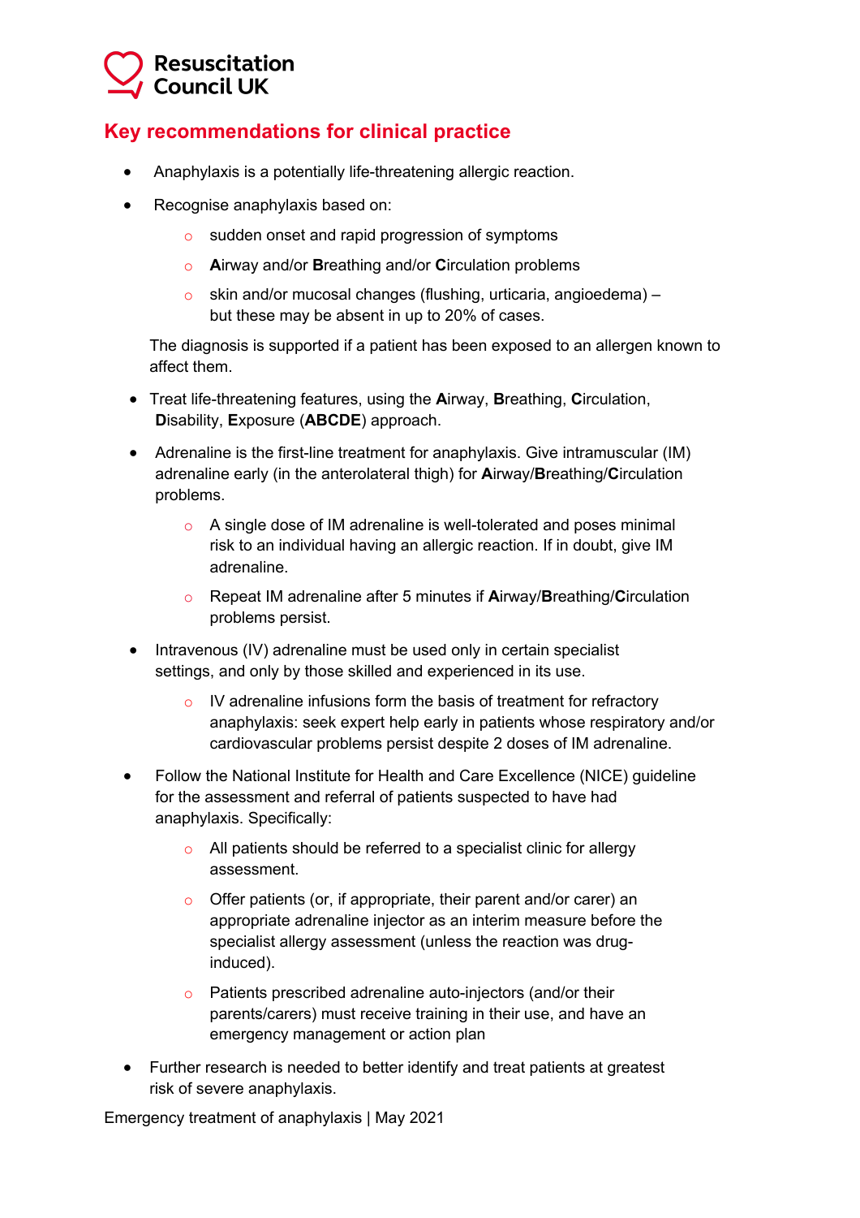Resuscitation Council UK

## Key recommendations for clinical practice

- Anaphylaxis is a potentially life-threatening allergic reaction.
- Recognise anaphylaxis based on:
  - sudden onset and rapid progression of symptoms
  - **A**irway and/or **B**reathing and/or **C**irculation problems
  - skin and/or mucosal changes (flushing, urticaria, angioedema) – but these may be absent in up to 20% of cases.

  The diagnosis is supported if a patient has been exposed to an allergen known to affect them.
- Treat life-threatening features, using the **A**irway, **B**reathing, **C**irculation, **D**isability, **E**xposure (**ABCDE**) approach.
- Adrenaline is the first-line treatment for anaphylaxis. Give intramuscular (IM) adrenaline early (in the anterolateral thigh) for **A**irway/**B**reathing/**C**irculation problems.
  - A single dose of IM adrenaline is well-tolerated and poses minimal risk to an individual having an allergic reaction. If in doubt, give IM adrenaline.
  - Repeat IM adrenaline after 5 minutes if **A**irway/**B**reathing/**C**irculation problems persist.
- Intravenous (IV) adrenaline must be used only in certain specialist settings, and only by those skilled and experienced in its use.
  - IV adrenaline infusions form the basis of treatment for refractory anaphylaxis: seek expert help early in patients whose respiratory and/or cardiovascular problems persist despite 2 doses of IM adrenaline.
- Follow the National Institute for Health and Care Excellence (NICE) guideline for the assessment and referral of patients suspected to have had anaphylaxis. Specifically:
  - All patients should be referred to a specialist clinic for allergy assessment.
  - Offer patients (or, if appropriate, their parent and/or carer) an appropriate adrenaline injector as an interim measure before the specialist allergy assessment (unless the reaction was drug-induced).
  - Patients prescribed adrenaline auto-injectors (and/or their parents/carers) must receive training in their use, and have an emergency management or action plan
- Further research is needed to better identify and treat patients at greatest risk of severe anaphylaxis.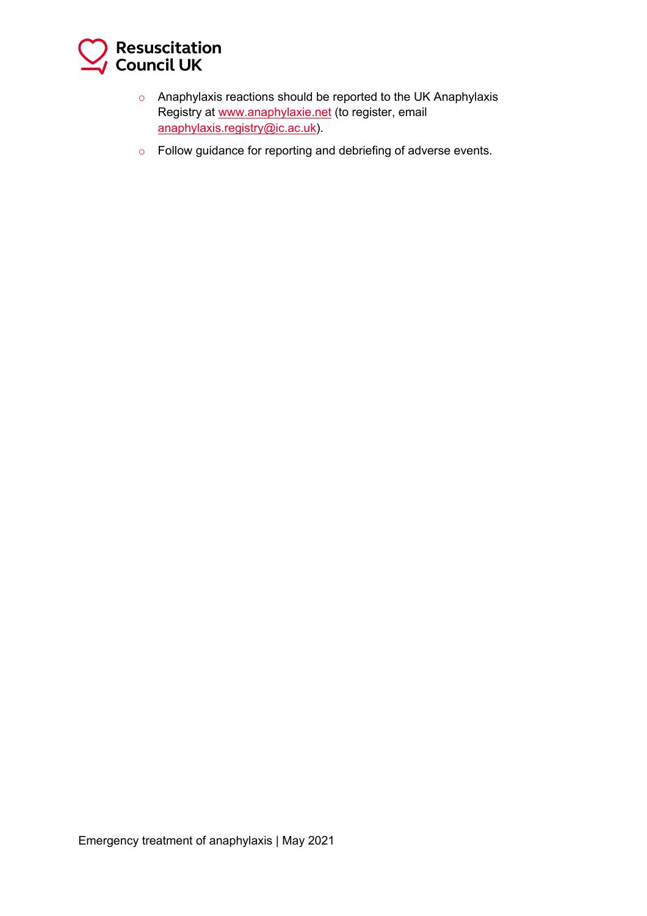- Anaphylaxis reactions should be reported to the UK Anaphylaxis Registry at [www.anaphylaxie.net](http://www.anaphylaxie.net) (to register, email [anaphylaxis.registry@ic.ac.uk](mailto:anaphylaxis.registry@ic.ac.uk)).
- Follow guidance for reporting and debriefing of adverse events.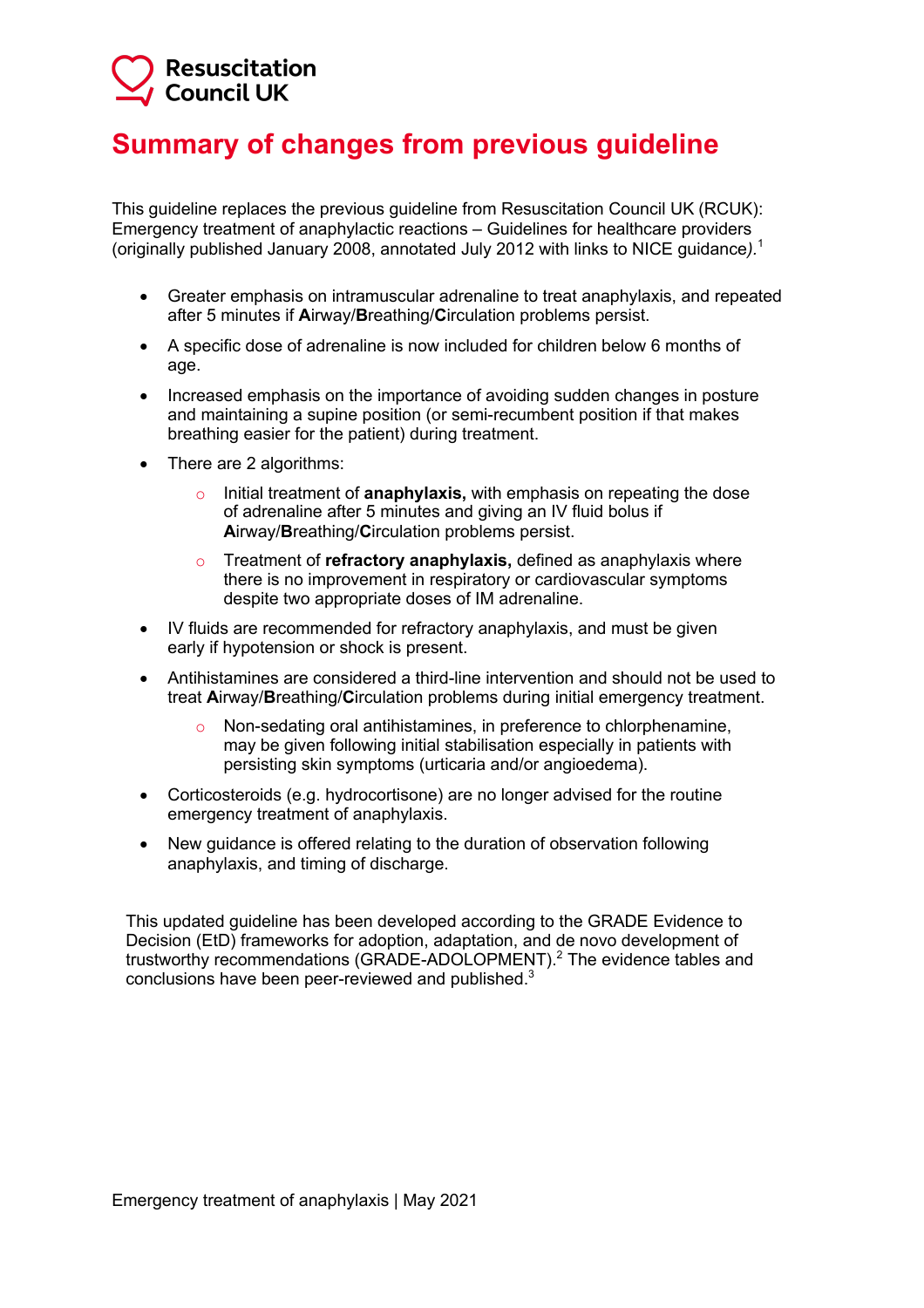Resuscitation Council UK

# Summary of changes from previous guideline

This guideline replaces the previous guideline from Resuscitation Council UK (RCUK): Emergency treatment of anaphylactic reactions – Guidelines for healthcare providers (originally published January 2008, annotated July 2012 with links to NICE guidance).[1]

- Greater emphasis on intramuscular adrenaline to treat anaphylaxis, and repeated after 5 minutes if **A**irway/**B**reathing/**C**irculation problems persist.
- A specific dose of adrenaline is now included for children below 6 months of age.
- Increased emphasis on the importance of avoiding sudden changes in posture and maintaining a supine position (or semi-recumbent position if that makes breathing easier for the patient) during treatment.
- There are 2 algorithms:
  - Initial treatment of **anaphylaxis,** with emphasis on repeating the dose of adrenaline after 5 minutes and giving an IV fluid bolus if **A**irway/**B**reathing/**C**irculation problems persist.
  - Treatment of **refractory anaphylaxis,** defined as anaphylaxis where there is no improvement in respiratory or cardiovascular symptoms despite two appropriate doses of IM adrenaline.
- IV fluids are recommended for refractory anaphylaxis, and must be given early if hypotension or shock is present.
- Antihistamines are considered a third-line intervention and should not be used to treat **A**irway/**B**reathing/**C**irculation problems during initial emergency treatment.
  - Non-sedating oral antihistamines, in preference to chlorphenamine, may be given following initial stabilisation especially in patients with persisting skin symptoms (urticaria and/or angioedema).
- Corticosteroids (e.g. hydrocortisone) are no longer advised for the routine emergency treatment of anaphylaxis.
- New guidance is offered relating to the duration of observation following anaphylaxis, and timing of discharge.

This updated guideline has been developed according to the GRADE Evidence to Decision (EtD) frameworks for adoption, adaptation, and de novo development of trustworthy recommendations (GRADE-ADOLOPMENT).[2] The evidence tables and conclusions have been peer-reviewed and published.[3]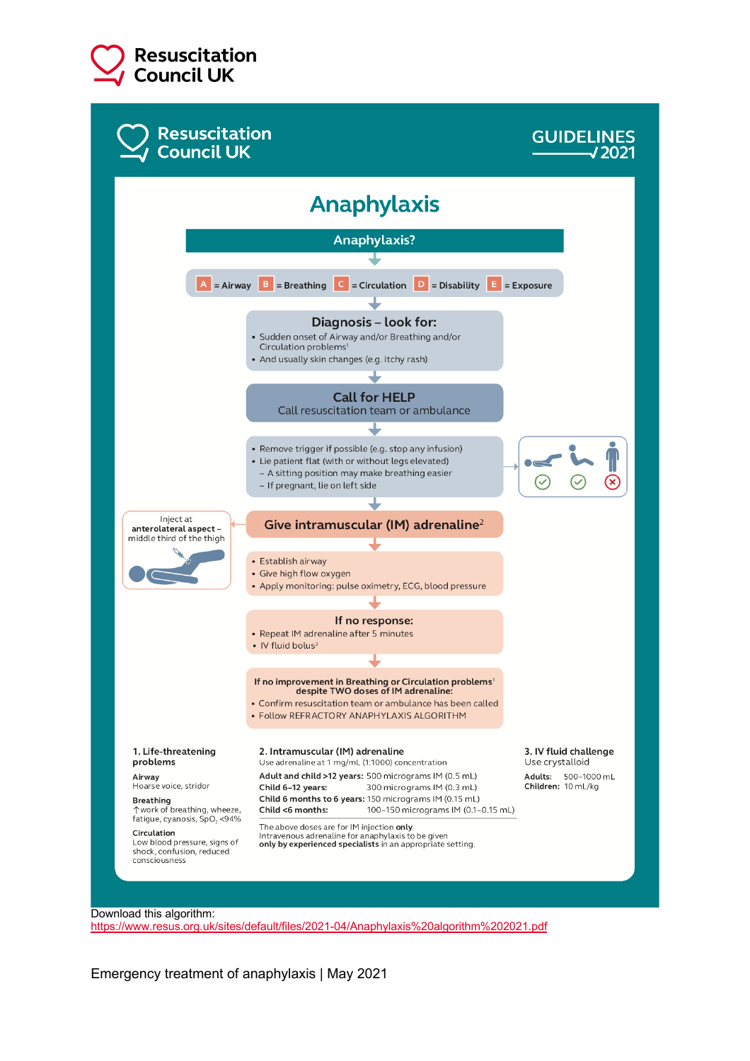Resuscitation Council UK

Resuscitation Council UK — GUIDELINES 2021

# Anaphylaxis

**Anaphylaxis?**

A = Airway B = Breathing C = Circulation D = Disability E = Exposure

## Diagnosis – look for:

- Sudden onset of Airway and/or Breathing and/or Circulation problems[1]
- And usually skin changes (e.g. itchy rash)

## Call for HELP

Call resuscitation team or ambulance

- Remove trigger if possible (e.g. stop any infusion)
- Lie patient flat (with or without legs elevated)
  - A sitting position may make breathing easier
  - If pregnant, lie on left side

## Give intramuscular (IM) adrenaline[2]

Inject at **anterolateral aspect** – middle third of the thigh

- Establish airway
- Give high flow oxygen
- Apply monitoring: pulse oximetry, ECG, blood pressure

**If no response:**

- Repeat IM adrenaline after 5 minutes
- IV fluid bolus[3]

**If no improvement in Breathing or Circulation problems[1] despite TWO doses of IM adrenaline:**

- Confirm resuscitation team or ambulance has been called
- Follow REFRACTORY ANAPHYLAXIS ALGORITHM

### 1. Life-threatening problems

**Airway**
Hoarse voice, stridor

**Breathing**
↑work of breathing, wheeze, fatigue, cyanosis, $SpO_2$ <94%

**Circulation**
Low blood pressure, signs of shock, confusion, reduced consciousness

### 2. Intramuscular (IM) adrenaline

Use adrenaline at 1 mg/mL (1:1000) concentration

| | |
|---|---|
| **Adult and child >12 years:** | 500 micrograms IM (0.5 mL) |
| **Child 6–12 years:** | 300 micrograms IM (0.3 mL) |
| **Child 6 months to 6 years:** | 150 micrograms IM (0.15 mL) |
| **Child <6 months:** | 100–150 micrograms IM (0.1–0.15 mL) |

The above doses are for IM injection **only**.
Intravenous adrenaline for anaphylaxis to be given **only by experienced specialists** in an appropriate setting.

### 3. IV fluid challenge

Use crystalloid

| | |
|---|---|
| **Adults:** | 500–1000 mL |
| **Children:** | 10 mL/kg |

Download this algorithm:
https://www.resus.org.uk/sites/default/files/2021-04/Anaphylaxis%20algorithm%202021.pdf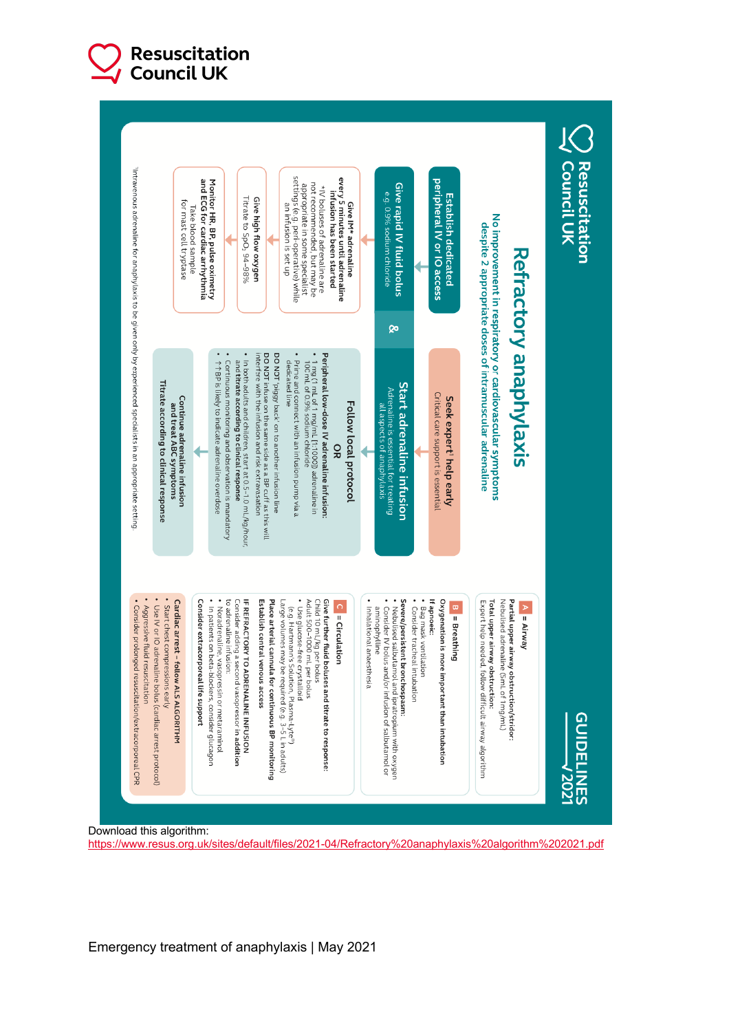Resuscitation Council UK

# Refractory anaphylaxis

GUIDELINES 2021

**No improvement in respiratory or cardiovascular symptoms despite 2 appropriate doses of intramuscular adrenaline**

**Establish dedicated peripheral IV or IO access**

**Seek expert help early**
Critical care support is essential

**Give rapid IV fluid bolus**
e.g. 0.9% sodium chloride

&

**Start adrenaline infusion**
Adrenaline is essential for treating all aspects of anaphylaxis

**Give IM* adrenaline every 5 minutes until adrenaline infusion has been started**
*IV boluses of adrenaline are not recommended, but may be appropriate in some specialist settings (e.g. peri-operative) while an infusion is set up

**Give high flow oxygen**
Titrate to $SpO_2$ 94–98%

**Monitor HR, BP, pulse oximetry and ECG for cardiac arrhythmia**
Take blood sample for mast cell tryptase

**Follow local protocol**
**OR**
**Peripheral low-dose IV adrenaline infusion:**

- 1 mg (1 mL of 1 mg/mL [1:1000]) adrenaline in 100 mL of 0.9% sodium chloride
- Prime and connect with an infusion pump via a dedicated line

DO NOT 'piggy back' on to another infusion line
DO NOT infuse on the same side as a BP cuff as this will interfere with the infusion and risk extravasation

- In both adults and children, start at 0.5–1.0 mL/kg/hour, and **titrate according to clinical response**
- Continuous monitoring and observation is mandatory
- ↑↑BP is likely to indicate adrenaline overdose

**Continue adrenaline infusion and treat ABC symptoms**
**Titrate according to clinical response**

**A = Airway**
**Partial upper airway obstruction/stridor:**
Nebulised adrenaline (5mL of 1mg/mL)
**Total upper airway obstruction:**
Expert help needed, follow difficult airway algorithm

**B = Breathing**
**Oxygenation is more important than intubation**
**If apnoeic:**

- Bag mask ventilation
- Consider tracheal intubation

**Severe/persistent bronchospasm:**

- Nebulised salbutamol and ipratropium with oxygen
- Consider IV bolus and/or infusion of salbutamol or aminophylline
- Inhalational anaesthesia

**C = Circulation**
**Give further fluid boluses and titrate to response:**
Child 10 mL/kg per bolus
Adult 500–1000 mL per bolus

- Use glucose-free crystalloid (e.g. Hartmann's Solution, Plasma-Lyte®)

Large volumes may be required (e.g. 3–5 L in adults)
**Place arterial cannula for continuous BP monitoring**
**Establish central venous access**

**IF REFRACTORY TO ADRENALINE INFUSION**
Consider adding a second vasopressor **in addition** to adrenaline infusion:

- Noradrenaline, vasopressin or metaraminol
- In patients on beta-blockers, consider glucagon

**Consider extracorporeal life support**

**Cardiac arrest – follow ALS ALGORITHM**

- Start chest compressions early
- Use IV or IO adrenaline bolus (cardiac arrest protocol)
- Aggressive fluid resuscitation
- Consider prolonged resuscitation/extracorporeal CPR

*Intravenous adrenaline for anaphylaxis to be given only by experienced specialists in an appropriate setting.

Download this algorithm:
https://www.resus.org.uk/sites/default/files/2021-04/Refractory%20anaphylaxis%20algorithm%202021.pdf